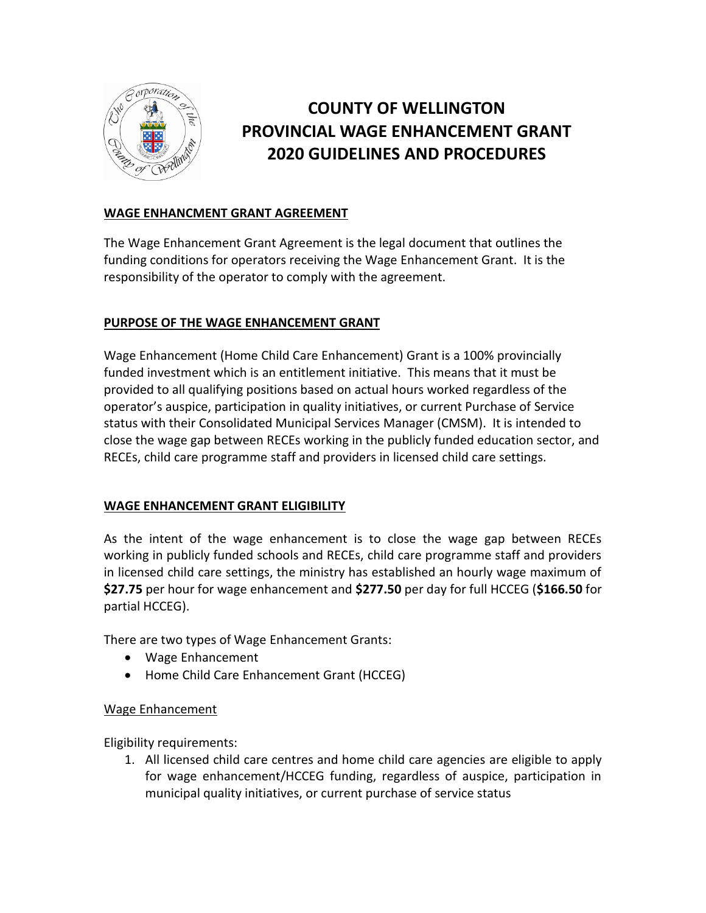# COUNTY OF WELLINGTON PROVINCIAL WAGE ENHANCEMENT GRANT 2020 GUIDELINES AND PROCEDURES

## WAGE ENHANCMENT GRANT AGREEMENT

The Wage Enhancement Grant Agreement is the legal document that outlines the funding conditions for operators receiving the Wage Enhancement Grant. It is the responsibility of the operator to comply with the agreement.

## PURPOSE OF THE WAGE ENHANCEMENT GRANT

Wage Enhancement (Home Child Care Enhancement) Grant is a 100% provincially funded investment which is an entitlement initiative. This means that it must be provided to all qualifying positions based on actual hours worked regardless of the operator's auspice, participation in quality initiatives, or current Purchase of Service status with their Consolidated Municipal Services Manager (CMSM). It is intended to close the wage gap between RECEs working in the publicly funded education sector, and RECEs, child care programme staff and providers in licensed child care settings.

## WAGE ENHANCEMENT GRANT ELIGIBILITY

As the intent of the wage enhancement is to close the wage gap between RECEs working in publicly funded schools and RECEs, child care programme staff and providers in licensed child care settings, the ministry has established an hourly wage maximum of **$27.75** per hour for wage enhancement and **$277.50** per day for full HCCEG (**$166.50** for partial HCCEG).

There are two types of Wage Enhancement Grants:

- Wage Enhancement
- Home Child Care Enhancement Grant (HCCEG)

### Wage Enhancement

Eligibility requirements:

1. All licensed child care centres and home child care agencies are eligible to apply for wage enhancement/HCCEG funding, regardless of auspice, participation in municipal quality initiatives, or current purchase of service status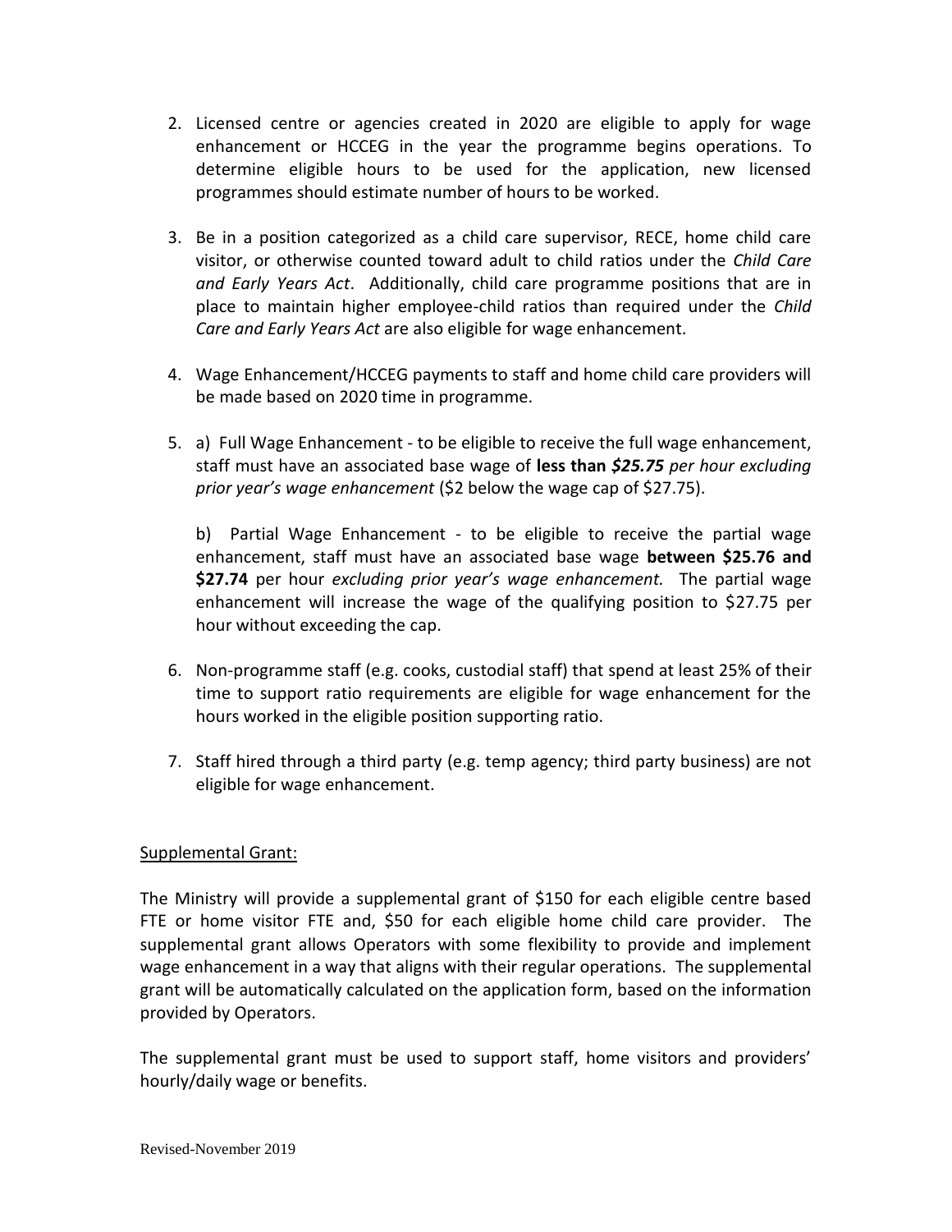2. Licensed centre or agencies created in 2020 are eligible to apply for wage enhancement or HCCEG in the year the programme begins operations. To determine eligible hours to be used for the application, new licensed programmes should estimate number of hours to be worked.

3. Be in a position categorized as a child care supervisor, RECE, home child care visitor, or otherwise counted toward adult to child ratios under the *Child Care and Early Years Act*. Additionally, child care programme positions that are in place to maintain higher employee-child ratios than required under the *Child Care and Early Years Act* are also eligible for wage enhancement.

4. Wage Enhancement/HCCEG payments to staff and home child care providers will be made based on 2020 time in programme.

5. a) Full Wage Enhancement - to be eligible to receive the full wage enhancement, staff must have an associated base wage of **less than *$25.75*** *per hour excluding prior year's wage enhancement* ($2 below the wage cap of $27.75).

   b) Partial Wage Enhancement - to be eligible to receive the partial wage enhancement, staff must have an associated base wage **between $25.76 and $27.74** per hour *excluding prior year's wage enhancement.* The partial wage enhancement will increase the wage of the qualifying position to $27.75 per hour without exceeding the cap.

6. Non-programme staff (e.g. cooks, custodial staff) that spend at least 25% of their time to support ratio requirements are eligible for wage enhancement for the hours worked in the eligible position supporting ratio.

7. Staff hired through a third party (e.g. temp agency; third party business) are not eligible for wage enhancement.

<u>Supplemental Grant:</u>

The Ministry will provide a supplemental grant of $150 for each eligible centre based FTE or home visitor FTE and, $50 for each eligible home child care provider. The supplemental grant allows Operators with some flexibility to provide and implement wage enhancement in a way that aligns with their regular operations. The supplemental grant will be automatically calculated on the application form, based on the information provided by Operators.

The supplemental grant must be used to support staff, home visitors and providers' hourly/daily wage or benefits.

Revised-November 2019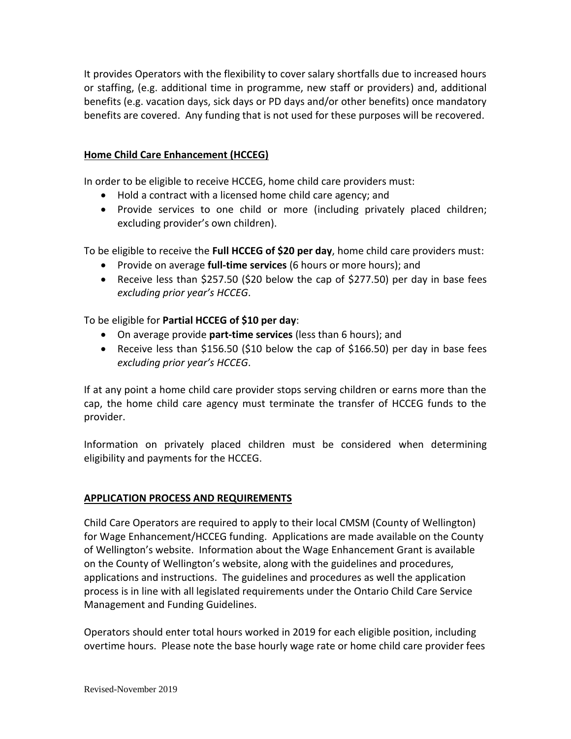It provides Operators with the flexibility to cover salary shortfalls due to increased hours or staffing, (e.g. additional time in programme, new staff or providers) and, additional benefits (e.g. vacation days, sick days or PD days and/or other benefits) once mandatory benefits are covered. Any funding that is not used for these purposes will be recovered.

## Home Child Care Enhancement (HCCEG)

In order to be eligible to receive HCCEG, home child care providers must:

- Hold a contract with a licensed home child care agency; and
- Provide services to one child or more (including privately placed children; excluding provider's own children).

To be eligible to receive the **Full HCCEG of $20 per day**, home child care providers must:

- Provide on average **full-time services** (6 hours or more hours); and
- Receive less than $257.50 ($20 below the cap of $277.50) per day in base fees *excluding prior year's HCCEG*.

To be eligible for **Partial HCCEG of $10 per day**:

- On average provide **part-time services** (less than 6 hours); and
- Receive less than $156.50 ($10 below the cap of $166.50) per day in base fees *excluding prior year's HCCEG*.

If at any point a home child care provider stops serving children or earns more than the cap, the home child care agency must terminate the transfer of HCCEG funds to the provider.

Information on privately placed children must be considered when determining eligibility and payments for the HCCEG.

## APPLICATION PROCESS AND REQUIREMENTS

Child Care Operators are required to apply to their local CMSM (County of Wellington) for Wage Enhancement/HCCEG funding. Applications are made available on the County of Wellington's website. Information about the Wage Enhancement Grant is available on the County of Wellington's website, along with the guidelines and procedures, applications and instructions. The guidelines and procedures as well the application process is in line with all legislated requirements under the Ontario Child Care Service Management and Funding Guidelines.

Operators should enter total hours worked in 2019 for each eligible position, including overtime hours. Please note the base hourly wage rate or home child care provider fees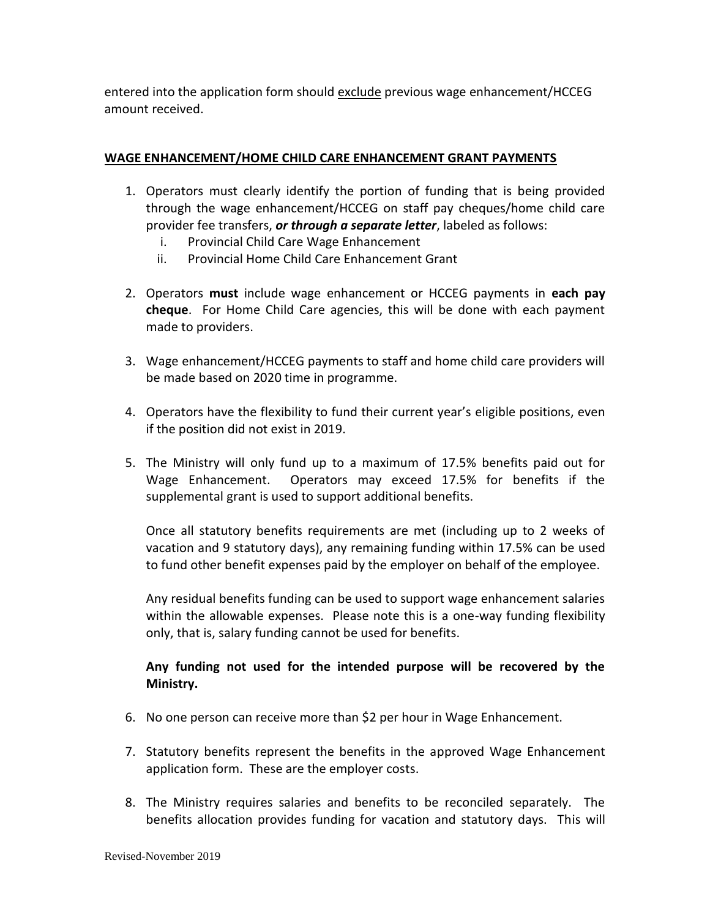entered into the application form should <u>exclude</u> previous wage enhancement/HCCEG amount received.

**<u>WAGE ENHANCEMENT/HOME CHILD CARE ENHANCEMENT GRANT PAYMENTS</u>**

1. Operators must clearly identify the portion of funding that is being provided through the wage enhancement/HCCEG on staff pay cheques/home child care provider fee transfers, ***or through a separate letter***, labeled as follows:
   i. Provincial Child Care Wage Enhancement
   ii. Provincial Home Child Care Enhancement Grant

2. Operators **must** include wage enhancement or HCCEG payments in **each pay cheque**. For Home Child Care agencies, this will be done with each payment made to providers.

3. Wage enhancement/HCCEG payments to staff and home child care providers will be made based on 2020 time in programme.

4. Operators have the flexibility to fund their current year's eligible positions, even if the position did not exist in 2019.

5. The Ministry will only fund up to a maximum of 17.5% benefits paid out for Wage Enhancement. Operators may exceed 17.5% for benefits if the supplemental grant is used to support additional benefits.

   Once all statutory benefits requirements are met (including up to 2 weeks of vacation and 9 statutory days), any remaining funding within 17.5% can be used to fund other benefit expenses paid by the employer on behalf of the employee.

   Any residual benefits funding can be used to support wage enhancement salaries within the allowable expenses. Please note this is a one-way funding flexibility only, that is, salary funding cannot be used for benefits.

   **Any funding not used for the intended purpose will be recovered by the Ministry.**

6. No one person can receive more than $2 per hour in Wage Enhancement.

7. Statutory benefits represent the benefits in the approved Wage Enhancement application form. These are the employer costs.

8. The Ministry requires salaries and benefits to be reconciled separately. The benefits allocation provides funding for vacation and statutory days. This will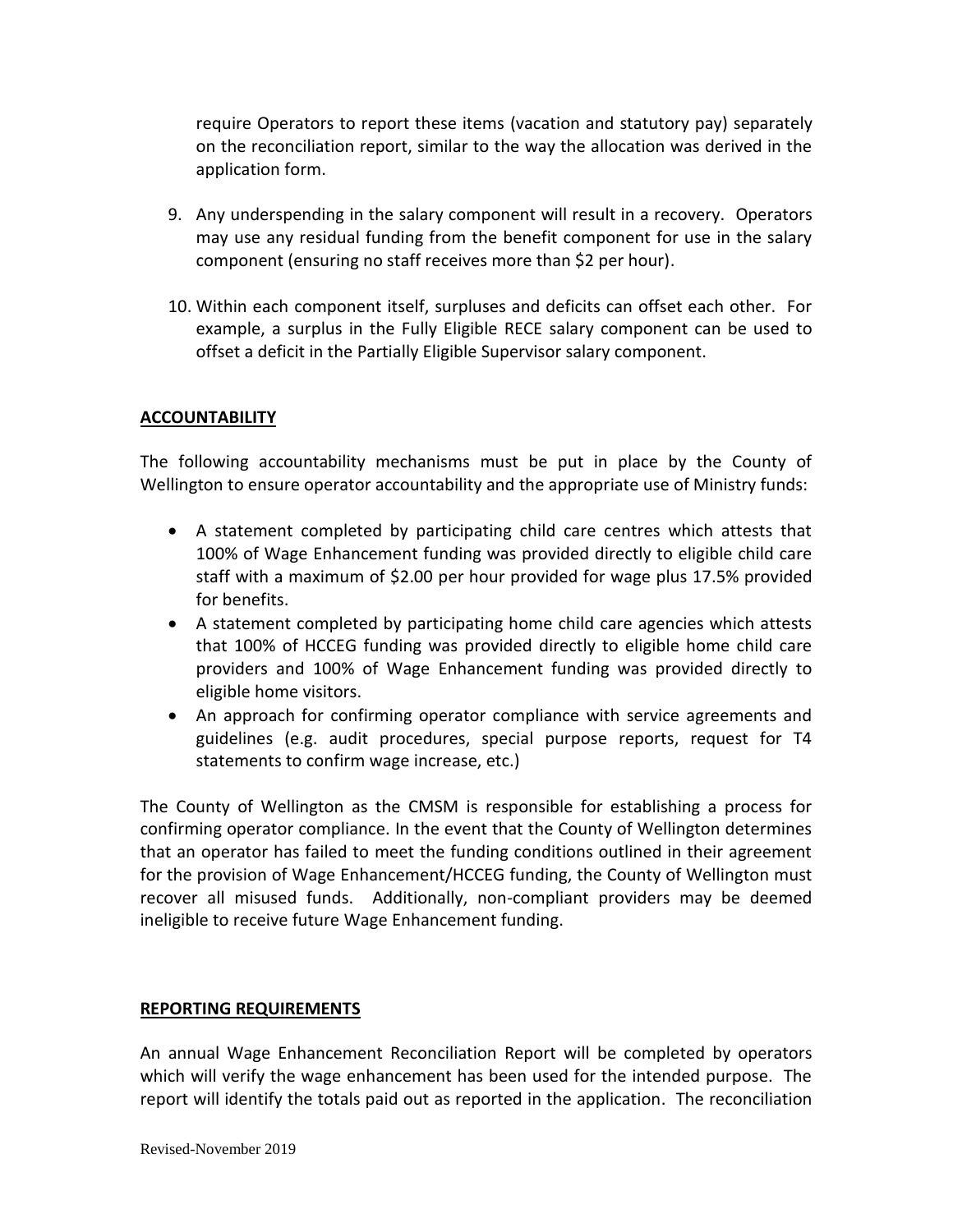require Operators to report these items (vacation and statutory pay) separately on the reconciliation report, similar to the way the allocation was derived in the application form.

9. Any underspending in the salary component will result in a recovery. Operators may use any residual funding from the benefit component for use in the salary component (ensuring no staff receives more than $2 per hour).

10. Within each component itself, surpluses and deficits can offset each other. For example, a surplus in the Fully Eligible RECE salary component can be used to offset a deficit in the Partially Eligible Supervisor salary component.

## ACCOUNTABILITY

The following accountability mechanisms must be put in place by the County of Wellington to ensure operator accountability and the appropriate use of Ministry funds:

- A statement completed by participating child care centres which attests that 100% of Wage Enhancement funding was provided directly to eligible child care staff with a maximum of $2.00 per hour provided for wage plus 17.5% provided for benefits.
- A statement completed by participating home child care agencies which attests that 100% of HCCEG funding was provided directly to eligible home child care providers and 100% of Wage Enhancement funding was provided directly to eligible home visitors.
- An approach for confirming operator compliance with service agreements and guidelines (e.g. audit procedures, special purpose reports, request for T4 statements to confirm wage increase, etc.)

The County of Wellington as the CMSM is responsible for establishing a process for confirming operator compliance. In the event that the County of Wellington determines that an operator has failed to meet the funding conditions outlined in their agreement for the provision of Wage Enhancement/HCCEG funding, the County of Wellington must recover all misused funds. Additionally, non-compliant providers may be deemed ineligible to receive future Wage Enhancement funding.

## REPORTING REQUIREMENTS

An annual Wage Enhancement Reconciliation Report will be completed by operators which will verify the wage enhancement has been used for the intended purpose. The report will identify the totals paid out as reported in the application. The reconciliation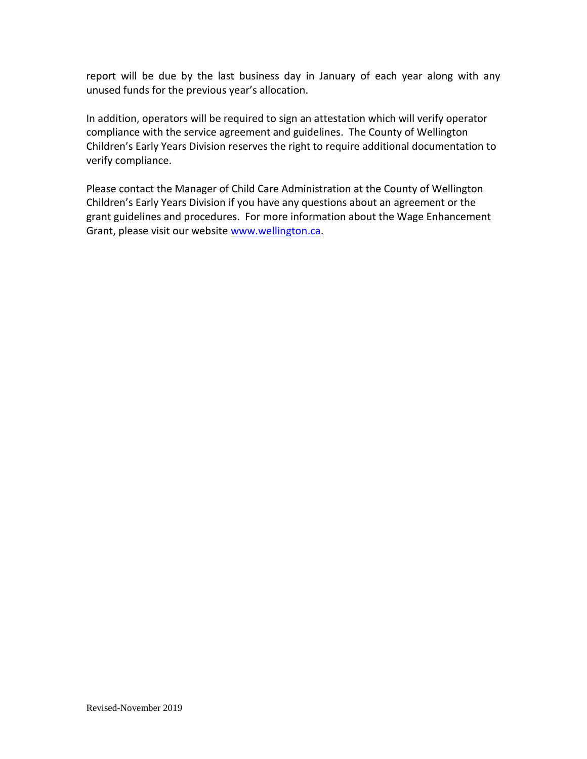report will be due by the last business day in January of each year along with any unused funds for the previous year's allocation.

In addition, operators will be required to sign an attestation which will verify operator compliance with the service agreement and guidelines. The County of Wellington Children's Early Years Division reserves the right to require additional documentation to verify compliance.

Please contact the Manager of Child Care Administration at the County of Wellington Children's Early Years Division if you have any questions about an agreement or the grant guidelines and procedures. For more information about the Wage Enhancement Grant, please visit our website [www.wellington.ca](http://www.wellington.ca).

Revised-November 2019